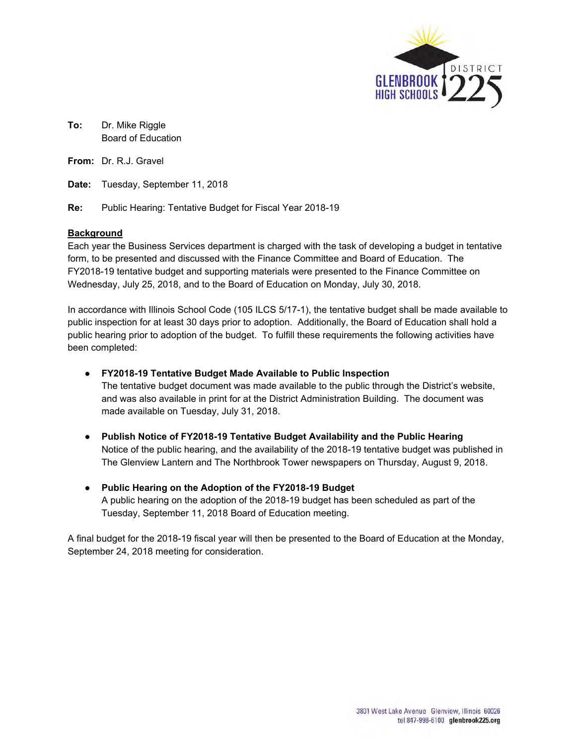**To:** Dr. Mike Riggle
Board of Education

**From:** Dr. R.J. Gravel

**Date:** Tuesday, September 11, 2018

**Re:** Public Hearing: Tentative Budget for Fiscal Year 2018-19

**Background**

Each year the Business Services department is charged with the task of developing a budget in tentative form, to be presented and discussed with the Finance Committee and Board of Education. The FY2018-19 tentative budget and supporting materials were presented to the Finance Committee on Wednesday, July 25, 2018, and to the Board of Education on Monday, July 30, 2018.

In accordance with Illinois School Code (105 ILCS 5/17-1), the tentative budget shall be made available to public inspection for at least 30 days prior to adoption. Additionally, the Board of Education shall hold a public hearing prior to adoption of the budget. To fulfill these requirements the following activities have been completed:

- **FY2018-19 Tentative Budget Made Available to Public Inspection**
  The tentative budget document was made available to the public through the District's website, and was also available in print for at the District Administration Building. The document was made available on Tuesday, July 31, 2018.

- **Publish Notice of FY2018-19 Tentative Budget Availability and the Public Hearing**
  Notice of the public hearing, and the availability of the 2018-19 tentative budget was published in The Glenview Lantern and The Northbrook Tower newspapers on Thursday, August 9, 2018.

- **Public Hearing on the Adoption of the FY2018-19 Budget**
  A public hearing on the adoption of the 2018-19 budget has been scheduled as part of the Tuesday, September 11, 2018 Board of Education meeting.

A final budget for the 2018-19 fiscal year will then be presented to the Board of Education at the Monday, September 24, 2018 meeting for consideration.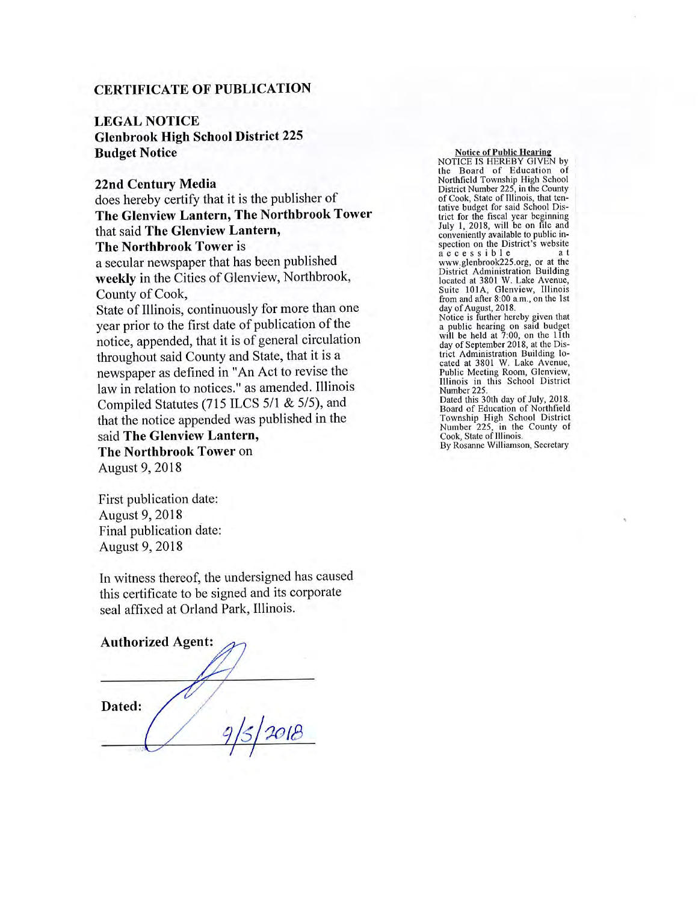**CERTIFICATE OF PUBLICATION**

**LEGAL NOTICE**
**Glenbrook High School District 225**
**Budget Notice**

**22nd Century Media**
does hereby certify that it is the publisher of **The Glenview Lantern, The Northbrook Tower** that said **The Glenview Lantern, The Northbrook Tower** is a secular newspaper that has been published **weekly** in the Cities of Glenview, Northbrook, County of Cook, State of Illinois, continuously for more than one year prior to the first date of publication of the notice, appended, that it is of general circulation throughout said County and State, that it is a newspaper as defined in "An Act to revise the law in relation to notices." as amended. Illinois Compiled Statutes (715 ILCS 5/1 & 5/5), and that the notice appended was published in the said **The Glenview Lantern, The Northbrook Tower** on August 9, 2018

First publication date:
August 9, 2018
Final publication date:
August 9, 2018

In witness thereof, the undersigned has caused this certificate to be signed and its corporate seal affixed at Orland Park, Illinois.

**Authorized Agent:**

______________________

**Dated:** 9/5/2018

______________________

**Notice of Public Hearing**

NOTICE IS HEREBY GIVEN by the Board of Education of Northfield Township High School District Number 225, in the County of Cook, State of Illinois, that tentative budget for said School District for the fiscal year beginning July 1, 2018, will be on file and conveniently available to public inspection on the District's website accessible at www.glenbrook225.org, or at the District Administration Building located at 3801 W. Lake Avenue, Suite 101A, Glenview, Illinois from and after 8:00 a.m., on the 1st day of August, 2018.

Notice is further hereby given that a public hearing on said budget will be held at 7:00, on the 11th day of September 2018, at the District Administration Building located at 3801 W. Lake Avenue, Public Meeting Room, Glenview, Illinois in this School District Number 225.

Dated this 30th day of July, 2018.
Board of Education of Northfield Township High School District Number 225, in the County of Cook, State of Illinois.
By Rosanne Williamson, Secretary